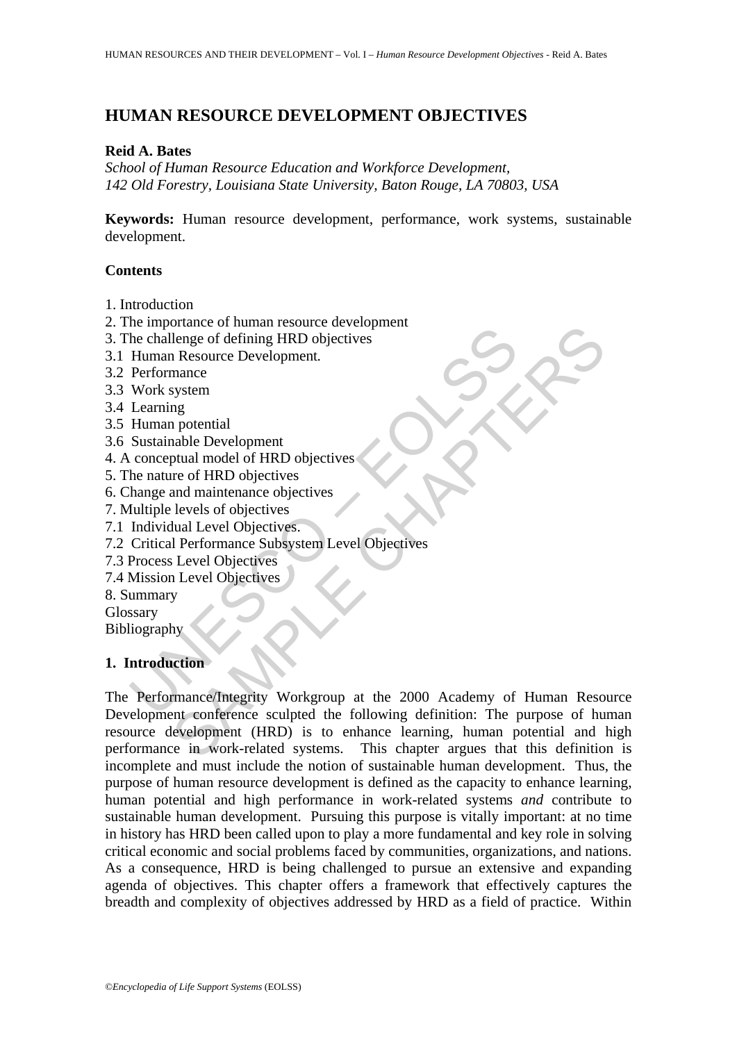# HUMAN RESOURCE DEVELOPMENT OBJECTIVES

**Reid A. Bates**

*School of Human Resource Education and Workforce Development, 142 Old Forestry, Louisiana State University, Baton Rouge, LA 70803, USA*

**Keywords:** Human resource development, performance, work systems, sustainable development.

## Contents

1. Introduction
2. The importance of human resource development
3. The challenge of defining HRD objectives
3.1 Human Resource Development.
3.2 Performance
3.3 Work system
3.4 Learning
3.5 Human potential
3.6 Sustainable Development
4. A conceptual model of HRD objectives
5. The nature of HRD objectives
6. Change and maintenance objectives
7. Multiple levels of objectives
7.1 Individual Level Objectives.
7.2 Critical Performance Subsystem Level Objectives
7.3 Process Level Objectives
7.4 Mission Level Objectives
8. Summary

Glossary

Bibliography

## 1. Introduction

The Performance/Integrity Workgroup at the 2000 Academy of Human Resource Development conference sculpted the following definition: The purpose of human resource development (HRD) is to enhance learning, human potential and high performance in work-related systems. This chapter argues that this definition is incomplete and must include the notion of sustainable human development. Thus, the purpose of human resource development is defined as the capacity to enhance learning, human potential and high performance in work-related systems *and* contribute to sustainable human development. Pursuing this purpose is vitally important: at no time in history has HRD been called upon to play a more fundamental and key role in solving critical economic and social problems faced by communities, organizations, and nations. As a consequence, HRD is being challenged to pursue an extensive and expanding agenda of objectives. This chapter offers a framework that effectively captures the breadth and complexity of objectives addressed by HRD as a field of practice. Within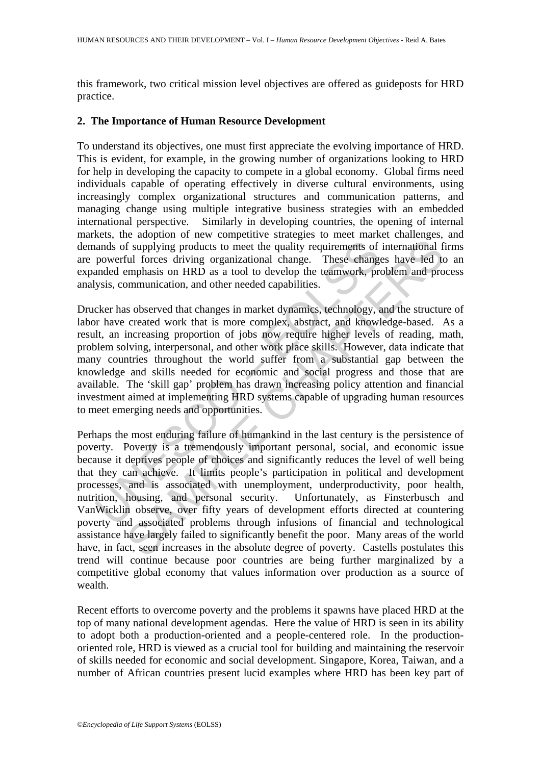this framework, two critical mission level objectives are offered as guideposts for HRD practice.

## 2. The Importance of Human Resource Development

To understand its objectives, one must first appreciate the evolving importance of HRD. This is evident, for example, in the growing number of organizations looking to HRD for help in developing the capacity to compete in a global economy. Global firms need individuals capable of operating effectively in diverse cultural environments, using increasingly complex organizational structures and communication patterns, and managing change using multiple integrative business strategies with an embedded international perspective. Similarly in developing countries, the opening of internal markets, the adoption of new competitive strategies to meet market challenges, and demands of supplying products to meet the quality requirements of international firms are powerful forces driving organizational change. These changes have led to an expanded emphasis on HRD as a tool to develop the teamwork, problem and process analysis, communication, and other needed capabilities.

Drucker has observed that changes in market dynamics, technology, and the structure of labor have created work that is more complex, abstract, and knowledge-based. As a result, an increasing proportion of jobs now require higher levels of reading, math, problem solving, interpersonal, and other work place skills. However, data indicate that many countries throughout the world suffer from a substantial gap between the knowledge and skills needed for economic and social progress and those that are available. The 'skill gap' problem has drawn increasing policy attention and financial investment aimed at implementing HRD systems capable of upgrading human resources to meet emerging needs and opportunities.

Perhaps the most enduring failure of humankind in the last century is the persistence of poverty. Poverty is a tremendously important personal, social, and economic issue because it deprives people of choices and significantly reduces the level of well being that they can achieve. It limits people's participation in political and development processes, and is associated with unemployment, underproductivity, poor health, nutrition, housing, and personal security. Unfortunately, as Finsterbusch and VanWicklin observe, over fifty years of development efforts directed at countering poverty and associated problems through infusions of financial and technological assistance have largely failed to significantly benefit the poor. Many areas of the world have, in fact, seen increases in the absolute degree of poverty. Castells postulates this trend will continue because poor countries are being further marginalized by a competitive global economy that values information over production as a source of wealth.

Recent efforts to overcome poverty and the problems it spawns have placed HRD at the top of many national development agendas. Here the value of HRD is seen in its ability to adopt both a production-oriented and a people-centered role. In the production-oriented role, HRD is viewed as a crucial tool for building and maintaining the reservoir of skills needed for economic and social development. Singapore, Korea, Taiwan, and a number of African countries present lucid examples where HRD has been key part of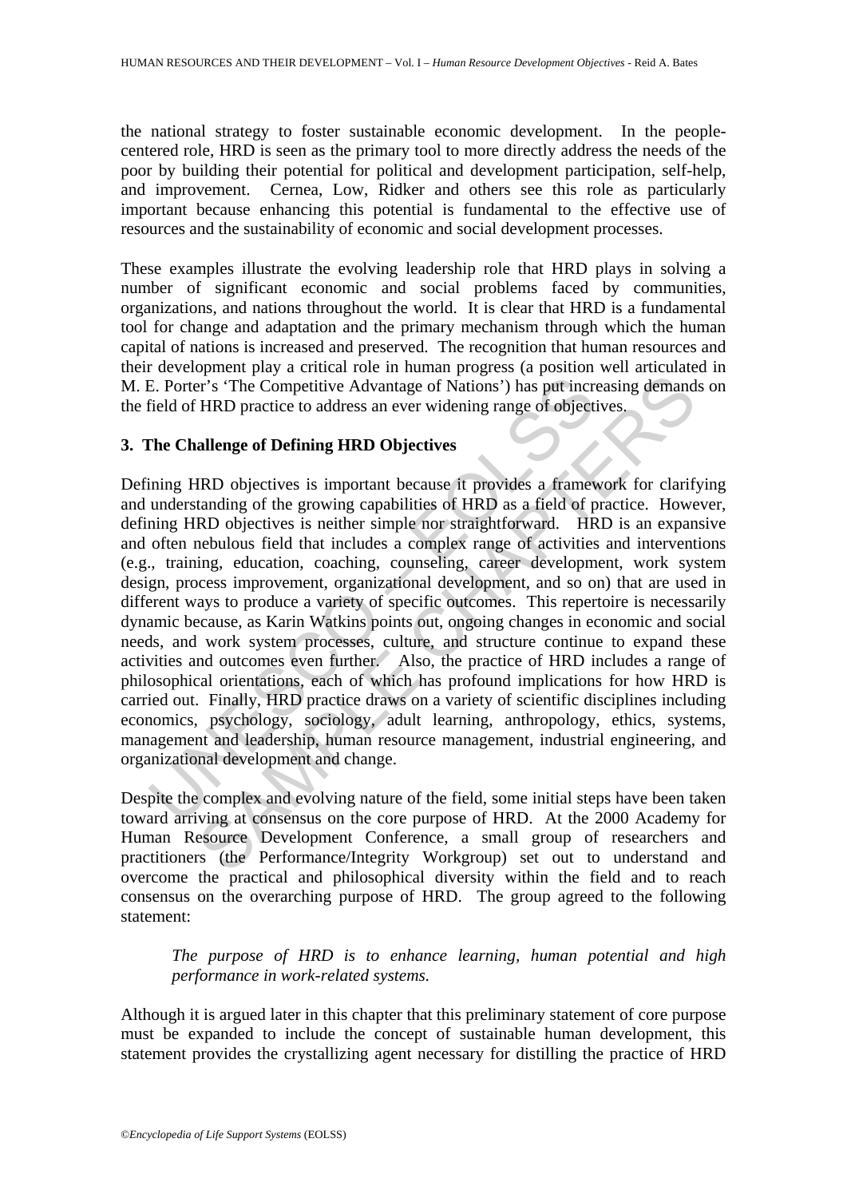the national strategy to foster sustainable economic development. In the people-centered role, HRD is seen as the primary tool to more directly address the needs of the poor by building their potential for political and development participation, self-help, and improvement. Cernea, Low, Ridker and others see this role as particularly important because enhancing this potential is fundamental to the effective use of resources and the sustainability of economic and social development processes.

These examples illustrate the evolving leadership role that HRD plays in solving a number of significant economic and social problems faced by communities, organizations, and nations throughout the world. It is clear that HRD is a fundamental tool for change and adaptation and the primary mechanism through which the human capital of nations is increased and preserved. The recognition that human resources and their development play a critical role in human progress (a position well articulated in M. E. Porter's 'The Competitive Advantage of Nations') has put increasing demands on the field of HRD practice to address an ever widening range of objectives.

## 3. The Challenge of Defining HRD Objectives

Defining HRD objectives is important because it provides a framework for clarifying and understanding of the growing capabilities of HRD as a field of practice. However, defining HRD objectives is neither simple nor straightforward. HRD is an expansive and often nebulous field that includes a complex range of activities and interventions (e.g., training, education, coaching, counseling, career development, work system design, process improvement, organizational development, and so on) that are used in different ways to produce a variety of specific outcomes. This repertoire is necessarily dynamic because, as Karin Watkins points out, ongoing changes in economic and social needs, and work system processes, culture, and structure continue to expand these activities and outcomes even further. Also, the practice of HRD includes a range of philosophical orientations, each of which has profound implications for how HRD is carried out. Finally, HRD practice draws on a variety of scientific disciplines including economics, psychology, sociology, adult learning, anthropology, ethics, systems, management and leadership, human resource management, industrial engineering, and organizational development and change.

Despite the complex and evolving nature of the field, some initial steps have been taken toward arriving at consensus on the core purpose of HRD. At the 2000 Academy for Human Resource Development Conference, a small group of researchers and practitioners (the Performance/Integrity Workgroup) set out to understand and overcome the practical and philosophical diversity within the field and to reach consensus on the overarching purpose of HRD. The group agreed to the following statement:

> *The purpose of HRD is to enhance learning, human potential and high performance in work-related systems.*

Although it is argued later in this chapter that this preliminary statement of core purpose must be expanded to include the concept of sustainable human development, this statement provides the crystallizing agent necessary for distilling the practice of HRD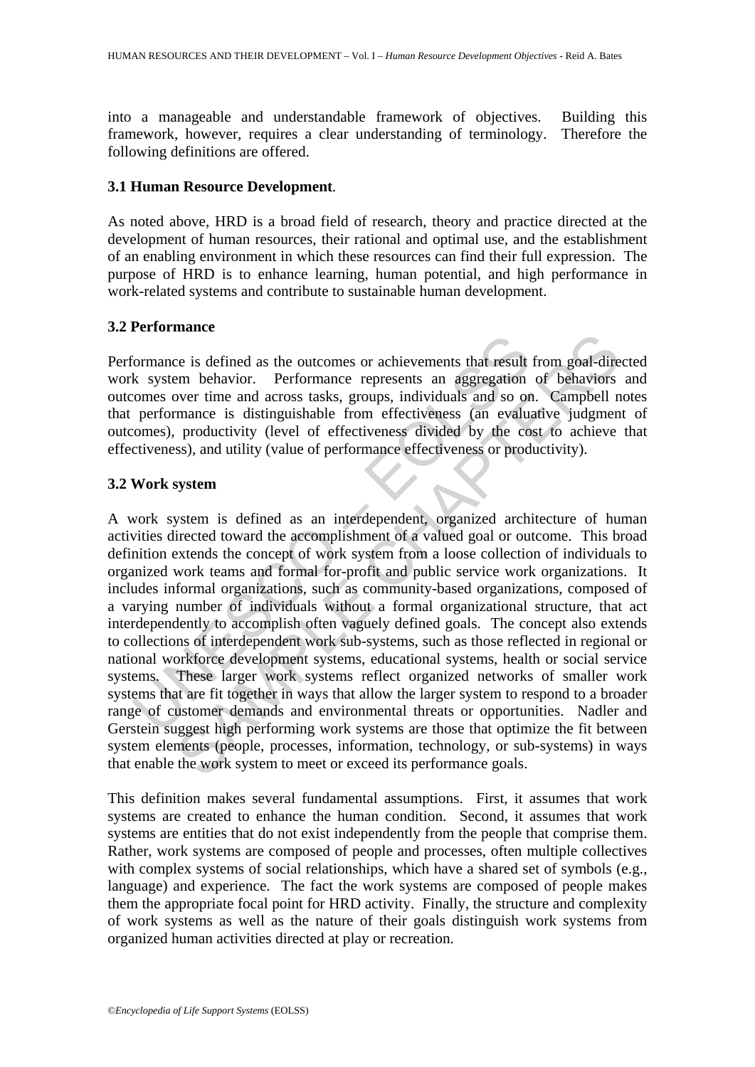into a manageable and understandable framework of objectives. Building this framework, however, requires a clear understanding of terminology. Therefore the following definitions are offered.

### 3.1 Human Resource Development.

As noted above, HRD is a broad field of research, theory and practice directed at the development of human resources, their rational and optimal use, and the establishment of an enabling environment in which these resources can find their full expression. The purpose of HRD is to enhance learning, human potential, and high performance in work-related systems and contribute to sustainable human development.

### 3.2 Performance

Performance is defined as the outcomes or achievements that result from goal-directed work system behavior. Performance represents an aggregation of behaviors and outcomes over time and across tasks, groups, individuals and so on. Campbell notes that performance is distinguishable from effectiveness (an evaluative judgment of outcomes), productivity (level of effectiveness divided by the cost to achieve that effectiveness), and utility (value of performance effectiveness or productivity).

### 3.2 Work system

A work system is defined as an interdependent, organized architecture of human activities directed toward the accomplishment of a valued goal or outcome. This broad definition extends the concept of work system from a loose collection of individuals to organized work teams and formal for-profit and public service work organizations. It includes informal organizations, such as community-based organizations, composed of a varying number of individuals without a formal organizational structure, that act interdependently to accomplish often vaguely defined goals. The concept also extends to collections of interdependent work sub-systems, such as those reflected in regional or national workforce development systems, educational systems, health or social service systems. These larger work systems reflect organized networks of smaller work systems that are fit together in ways that allow the larger system to respond to a broader range of customer demands and environmental threats or opportunities. Nadler and Gerstein suggest high performing work systems are those that optimize the fit between system elements (people, processes, information, technology, or sub-systems) in ways that enable the work system to meet or exceed its performance goals.

This definition makes several fundamental assumptions. First, it assumes that work systems are created to enhance the human condition. Second, it assumes that work systems are entities that do not exist independently from the people that comprise them. Rather, work systems are composed of people and processes, often multiple collectives with complex systems of social relationships, which have a shared set of symbols (e.g., language) and experience. The fact the work systems are composed of people makes them the appropriate focal point for HRD activity. Finally, the structure and complexity of work systems as well as the nature of their goals distinguish work systems from organized human activities directed at play or recreation.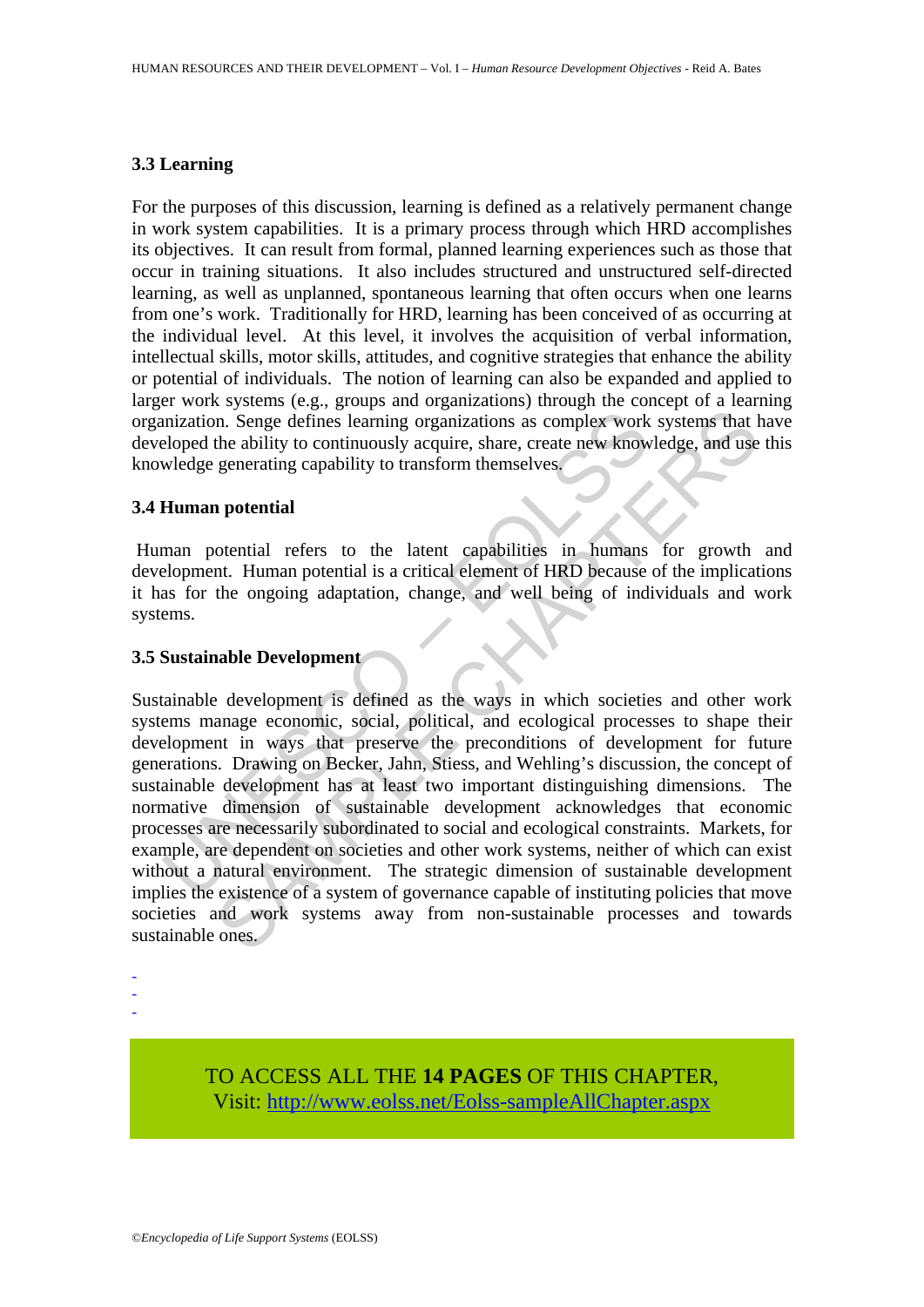### 3.3 Learning

For the purposes of this discussion, learning is defined as a relatively permanent change in work system capabilities. It is a primary process through which HRD accomplishes its objectives. It can result from formal, planned learning experiences such as those that occur in training situations. It also includes structured and unstructured self-directed learning, as well as unplanned, spontaneous learning that often occurs when one learns from one's work. Traditionally for HRD, learning has been conceived of as occurring at the individual level. At this level, it involves the acquisition of verbal information, intellectual skills, motor skills, attitudes, and cognitive strategies that enhance the ability or potential of individuals. The notion of learning can also be expanded and applied to larger work systems (e.g., groups and organizations) through the concept of a learning organization. Senge defines learning organizations as complex work systems that have developed the ability to continuously acquire, share, create new knowledge, and use this knowledge generating capability to transform themselves.

### 3.4 Human potential

Human potential refers to the latent capabilities in humans for growth and development. Human potential is a critical element of HRD because of the implications it has for the ongoing adaptation, change, and well being of individuals and work systems.

### 3.5 Sustainable Development

Sustainable development is defined as the ways in which societies and other work systems manage economic, social, political, and ecological processes to shape their development in ways that preserve the preconditions of development for future generations. Drawing on Becker, Jahn, Stiess, and Wehling's discussion, the concept of sustainable development has at least two important distinguishing dimensions. The normative dimension of sustainable development acknowledges that economic processes are necessarily subordinated to social and ecological constraints. Markets, for example, are dependent on societies and other work systems, neither of which can exist without a natural environment. The strategic dimension of sustainable development implies the existence of a system of governance capable of instituting policies that move societies and work systems away from non-sustainable processes and towards sustainable ones.

-
-
-

TO ACCESS ALL THE **14 PAGES** OF THIS CHAPTER,
Visit: http://www.eolss.net/Eolss-sampleAllChapter.aspx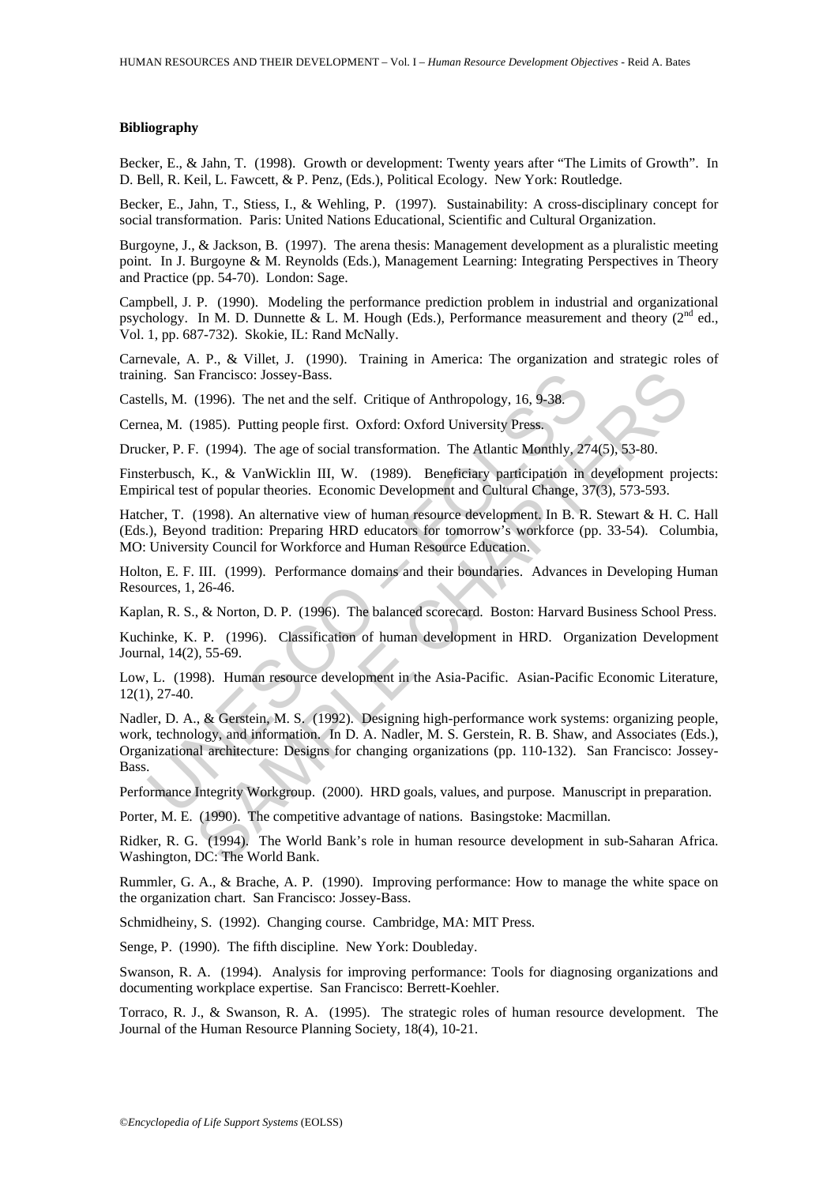### Bibliography

Becker, E., & Jahn, T. (1998). Growth or development: Twenty years after "The Limits of Growth". In D. Bell, R. Keil, L. Fawcett, & P. Penz, (Eds.), Political Ecology. New York: Routledge.

Becker, E., Jahn, T., Stiess, I., & Wehling, P. (1997). Sustainability: A cross-disciplinary concept for social transformation. Paris: United Nations Educational, Scientific and Cultural Organization.

Burgoyne, J., & Jackson, B. (1997). The arena thesis: Management development as a pluralistic meeting point. In J. Burgoyne & M. Reynolds (Eds.), Management Learning: Integrating Perspectives in Theory and Practice (pp. 54-70). London: Sage.

Campbell, J. P. (1990). Modeling the performance prediction problem in industrial and organizational psychology. In M. D. Dunnette & L. M. Hough (Eds.), Performance measurement and theory (2nd ed., Vol. 1, pp. 687-732). Skokie, IL: Rand McNally.

Carnevale, A. P., & Villet, J. (1990). Training in America: The organization and strategic roles of training. San Francisco: Jossey-Bass.

Castells, M. (1996). The net and the self. Critique of Anthropology, 16, 9-38.

Cernea, M. (1985). Putting people first. Oxford: Oxford University Press.

Drucker, P. F. (1994). The age of social transformation. The Atlantic Monthly, 274(5), 53-80.

Finsterbusch, K., & VanWicklin III, W. (1989). Beneficiary participation in development projects: Empirical test of popular theories. Economic Development and Cultural Change, 37(3), 573-593.

Hatcher, T. (1998). An alternative view of human resource development. In B. R. Stewart & H. C. Hall (Eds.), Beyond tradition: Preparing HRD educators for tomorrow's workforce (pp. 33-54). Columbia, MO: University Council for Workforce and Human Resource Education.

Holton, E. F. III. (1999). Performance domains and their boundaries. Advances in Developing Human Resources, 1, 26-46.

Kaplan, R. S., & Norton, D. P. (1996). The balanced scorecard. Boston: Harvard Business School Press.

Kuchinke, K. P. (1996). Classification of human development in HRD. Organization Development Journal, 14(2), 55-69.

Low, L. (1998). Human resource development in the Asia-Pacific. Asian-Pacific Economic Literature, 12(1), 27-40.

Nadler, D. A., & Gerstein, M. S. (1992). Designing high-performance work systems: organizing people, work, technology, and information. In D. A. Nadler, M. S. Gerstein, R. B. Shaw, and Associates (Eds.), Organizational architecture: Designs for changing organizations (pp. 110-132). San Francisco: Jossey-Bass.

Performance Integrity Workgroup. (2000). HRD goals, values, and purpose. Manuscript in preparation.

Porter, M. E. (1990). The competitive advantage of nations. Basingstoke: Macmillan.

Ridker, R. G. (1994). The World Bank's role in human resource development in sub-Saharan Africa. Washington, DC: The World Bank.

Rummler, G. A., & Brache, A. P. (1990). Improving performance: How to manage the white space on the organization chart. San Francisco: Jossey-Bass.

Schmidheiny, S. (1992). Changing course. Cambridge, MA: MIT Press.

Senge, P. (1990). The fifth discipline. New York: Doubleday.

Swanson, R. A. (1994). Analysis for improving performance: Tools for diagnosing organizations and documenting workplace expertise. San Francisco: Berrett-Koehler.

Torraco, R. J., & Swanson, R. A. (1995). The strategic roles of human resource development. The Journal of the Human Resource Planning Society, 18(4), 10-21.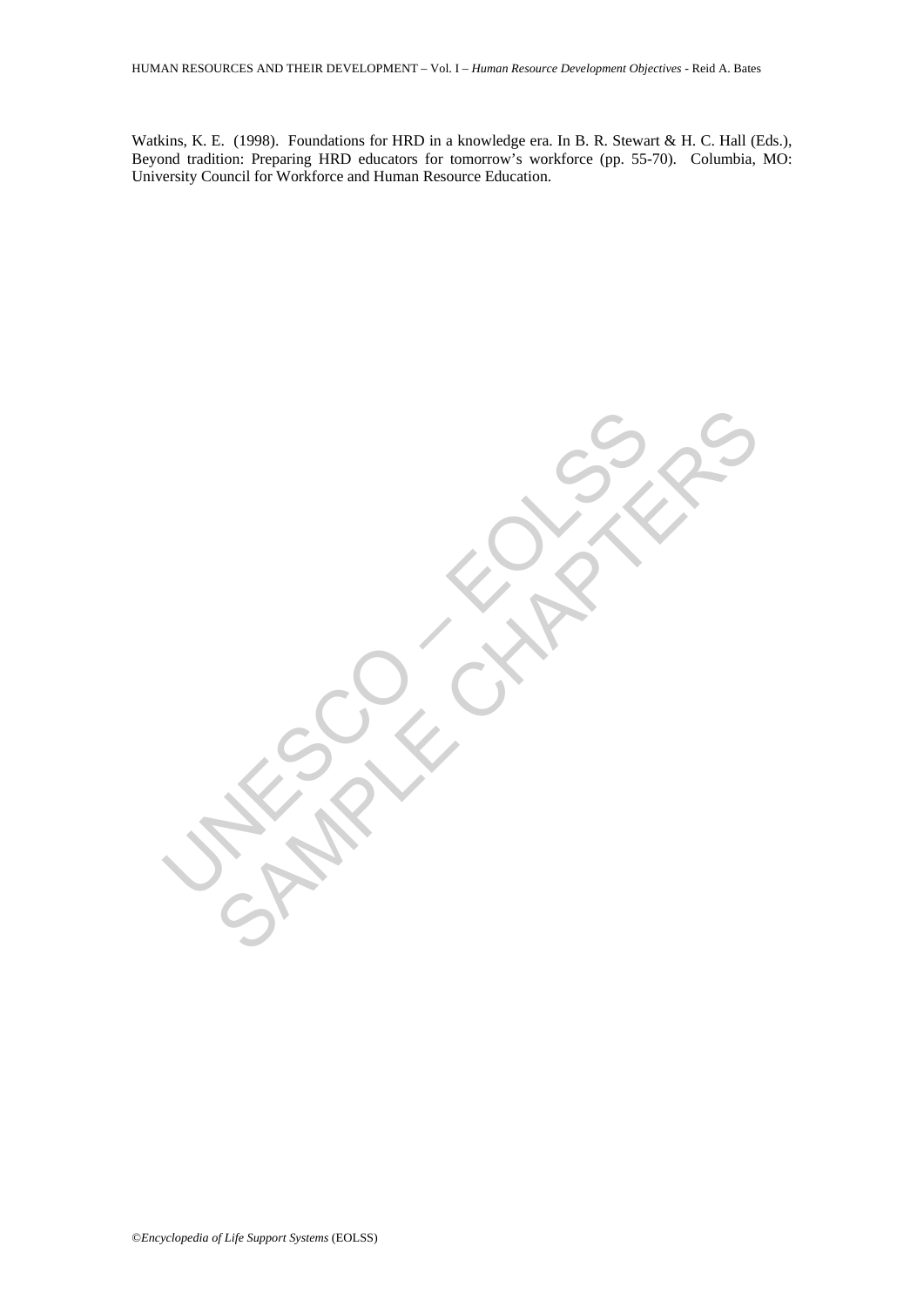Watkins, K. E. (1998). Foundations for HRD in a knowledge era. In B. R. Stewart & H. C. Hall (Eds.), Beyond tradition: Preparing HRD educators for tomorrow's workforce (pp. 55-70). Columbia, MO: University Council for Workforce and Human Resource Education.